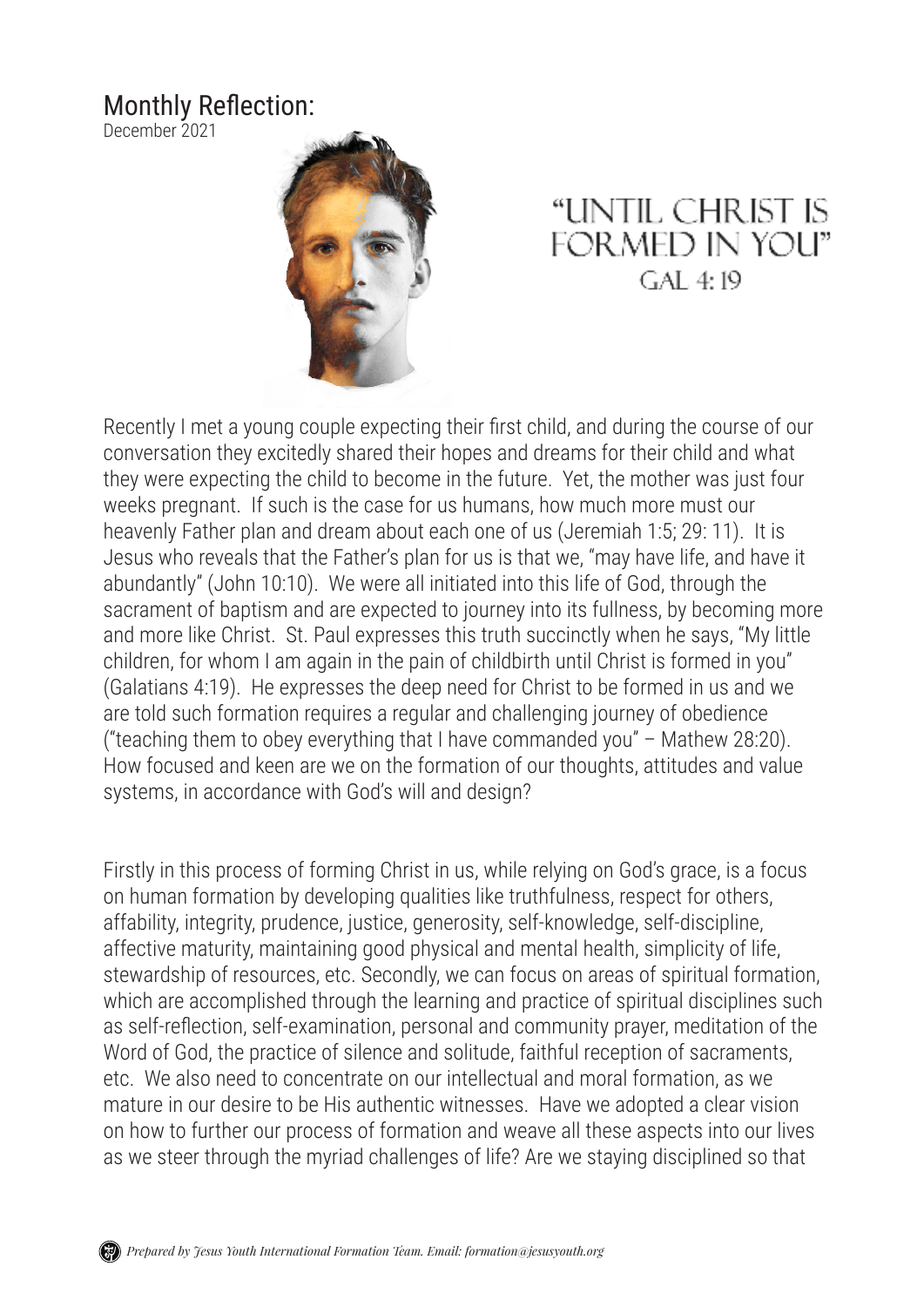# Monthly Reflection:

December 2021

## "UNTIL CHRIST IS FORMED IN YOU"

GAL 4: 19

Recently I met a young couple expecting their first child, and during the course of our conversation they excitedly shared their hopes and dreams for their child and what they were expecting the child to become in the future. Yet, the mother was just four weeks pregnant. If such is the case for us humans, how much more must our heavenly Father plan and dream about each one of us (Jeremiah 1:5; 29: 11). It is Jesus who reveals that the Father's plan for us is that we, "may have life, and have it abundantly" (John 10:10). We were all initiated into this life of God, through the sacrament of baptism and are expected to journey into its fullness, by becoming more and more like Christ. St. Paul expresses this truth succinctly when he says, "My little children, for whom I am again in the pain of childbirth until Christ is formed in you" (Galatians 4:19). He expresses the deep need for Christ to be formed in us and we are told such formation requires a regular and challenging journey of obedience ("teaching them to obey everything that I have commanded you" – Mathew 28:20). How focused and keen are we on the formation of our thoughts, attitudes and value systems, in accordance with God's will and design?

Firstly in this process of forming Christ in us, while relying on God's grace, is a focus on human formation by developing qualities like truthfulness, respect for others, affability, integrity, prudence, justice, generosity, self-knowledge, self-discipline, affective maturity, maintaining good physical and mental health, simplicity of life, stewardship of resources, etc. Secondly, we can focus on areas of spiritual formation, which are accomplished through the learning and practice of spiritual disciplines such as self-reflection, self-examination, personal and community prayer, meditation of the Word of God, the practice of silence and solitude, faithful reception of sacraments, etc. We also need to concentrate on our intellectual and moral formation, as we mature in our desire to be His authentic witnesses. Have we adopted a clear vision on how to further our process of formation and weave all these aspects into our lives as we steer through the myriad challenges of life? Are we staying disciplined so that

*Prepared by Jesus Youth International Formation Team. Email: formation@jesusyouth.org*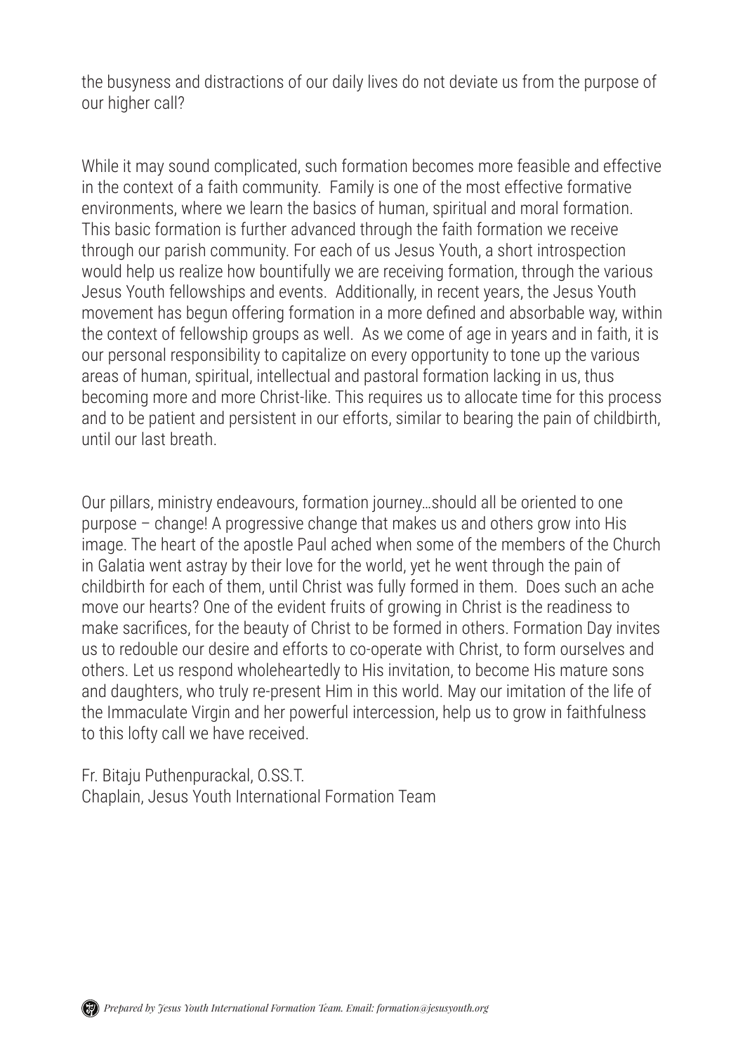the busyness and distractions of our daily lives do not deviate us from the purpose of our higher call?

While it may sound complicated, such formation becomes more feasible and effective in the context of a faith community. Family is one of the most effective formative environments, where we learn the basics of human, spiritual and moral formation. This basic formation is further advanced through the faith formation we receive through our parish community. For each of us Jesus Youth, a short introspection would help us realize how bountifully we are receiving formation, through the various Jesus Youth fellowships and events. Additionally, in recent years, the Jesus Youth movement has begun offering formation in a more defined and absorbable way, within the context of fellowship groups as well. As we come of age in years and in faith, it is our personal responsibility to capitalize on every opportunity to tone up the various areas of human, spiritual, intellectual and pastoral formation lacking in us, thus becoming more and more Christ-like. This requires us to allocate time for this process and to be patient and persistent in our efforts, similar to bearing the pain of childbirth, until our last breath.

Our pillars, ministry endeavours, formation journey…should all be oriented to one purpose – change! A progressive change that makes us and others grow into His image. The heart of the apostle Paul ached when some of the members of the Church in Galatia went astray by their love for the world, yet he went through the pain of childbirth for each of them, until Christ was fully formed in them. Does such an ache move our hearts? One of the evident fruits of growing in Christ is the readiness to make sacrifices, for the beauty of Christ to be formed in others. Formation Day invites us to redouble our desire and efforts to co-operate with Christ, to form ourselves and others. Let us respond wholeheartedly to His invitation, to become His mature sons and daughters, who truly re-present Him in this world. May our imitation of the life of the Immaculate Virgin and her powerful intercession, help us to grow in faithfulness to this lofty call we have received.

Fr. Bitaju Puthenpurackal, O.SS.T.
Chaplain, Jesus Youth International Formation Team